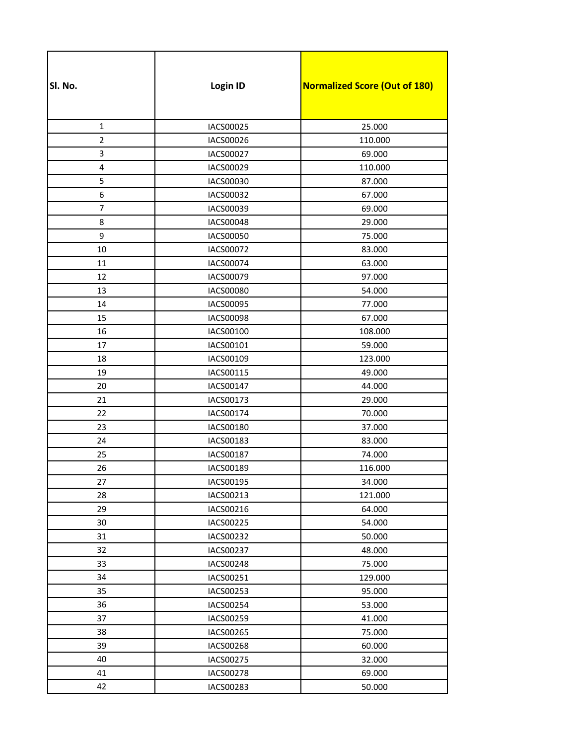| Sl. No. | Login ID | Normalized Score (Out of 180) |
|---|---|---|
| 1 | IACS00025 | 25.000 |
| 2 | IACS00026 | 110.000 |
| 3 | IACS00027 | 69.000 |
| 4 | IACS00029 | 110.000 |
| 5 | IACS00030 | 87.000 |
| 6 | IACS00032 | 67.000 |
| 7 | IACS00039 | 69.000 |
| 8 | IACS00048 | 29.000 |
| 9 | IACS00050 | 75.000 |
| 10 | IACS00072 | 83.000 |
| 11 | IACS00074 | 63.000 |
| 12 | IACS00079 | 97.000 |
| 13 | IACS00080 | 54.000 |
| 14 | IACS00095 | 77.000 |
| 15 | IACS00098 | 67.000 |
| 16 | IACS00100 | 108.000 |
| 17 | IACS00101 | 59.000 |
| 18 | IACS00109 | 123.000 |
| 19 | IACS00115 | 49.000 |
| 20 | IACS00147 | 44.000 |
| 21 | IACS00173 | 29.000 |
| 22 | IACS00174 | 70.000 |
| 23 | IACS00180 | 37.000 |
| 24 | IACS00183 | 83.000 |
| 25 | IACS00187 | 74.000 |
| 26 | IACS00189 | 116.000 |
| 27 | IACS00195 | 34.000 |
| 28 | IACS00213 | 121.000 |
| 29 | IACS00216 | 64.000 |
| 30 | IACS00225 | 54.000 |
| 31 | IACS00232 | 50.000 |
| 32 | IACS00237 | 48.000 |
| 33 | IACS00248 | 75.000 |
| 34 | IACS00251 | 129.000 |
| 35 | IACS00253 | 95.000 |
| 36 | IACS00254 | 53.000 |
| 37 | IACS00259 | 41.000 |
| 38 | IACS00265 | 75.000 |
| 39 | IACS00268 | 60.000 |
| 40 | IACS00275 | 32.000 |
| 41 | IACS00278 | 69.000 |
| 42 | IACS00283 | 50.000 |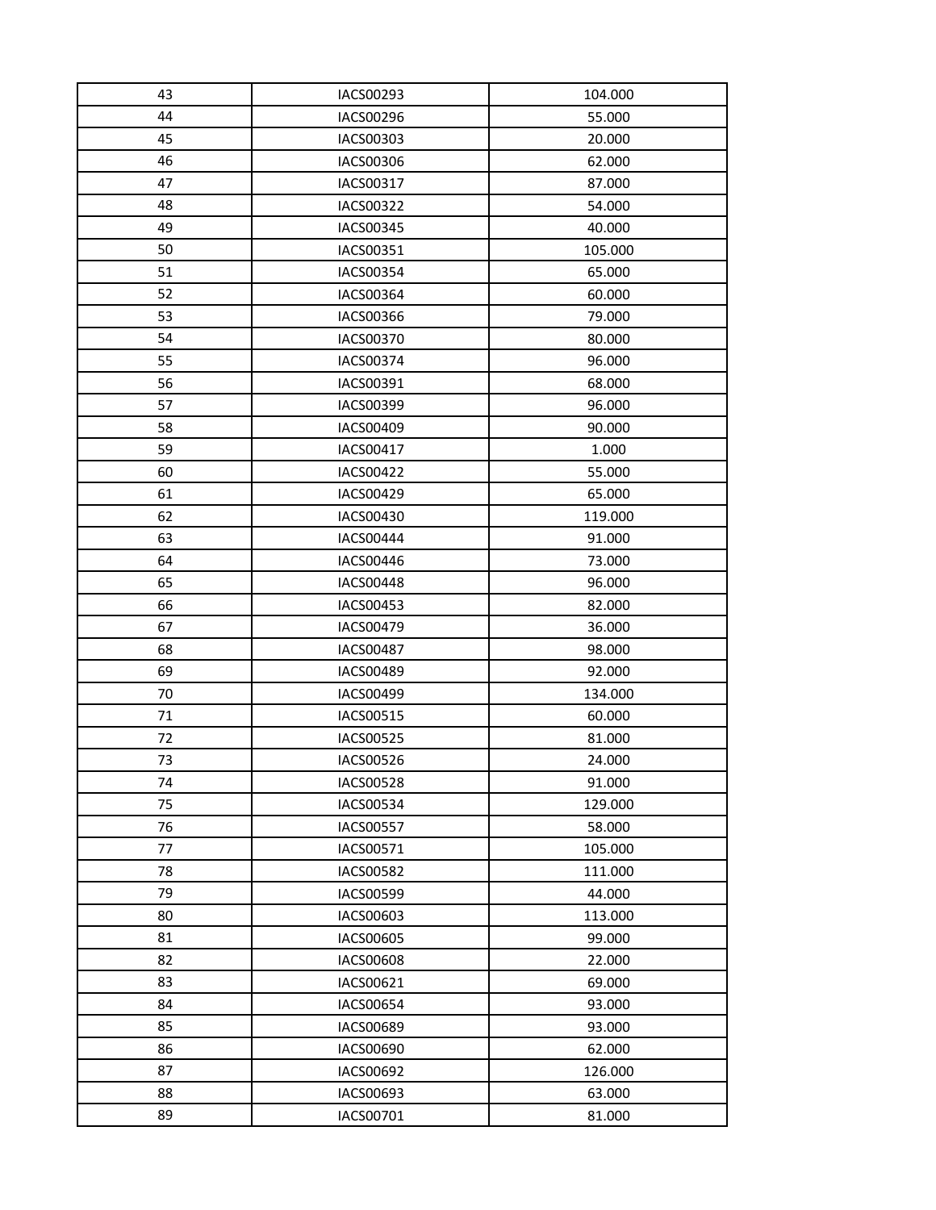| 43 | IACS00293 | 104.000 |
|---|---|---|
| 44 | IACS00296 | 55.000 |
| 45 | IACS00303 | 20.000 |
| 46 | IACS00306 | 62.000 |
| 47 | IACS00317 | 87.000 |
| 48 | IACS00322 | 54.000 |
| 49 | IACS00345 | 40.000 |
| 50 | IACS00351 | 105.000 |
| 51 | IACS00354 | 65.000 |
| 52 | IACS00364 | 60.000 |
| 53 | IACS00366 | 79.000 |
| 54 | IACS00370 | 80.000 |
| 55 | IACS00374 | 96.000 |
| 56 | IACS00391 | 68.000 |
| 57 | IACS00399 | 96.000 |
| 58 | IACS00409 | 90.000 |
| 59 | IACS00417 | 1.000 |
| 60 | IACS00422 | 55.000 |
| 61 | IACS00429 | 65.000 |
| 62 | IACS00430 | 119.000 |
| 63 | IACS00444 | 91.000 |
| 64 | IACS00446 | 73.000 |
| 65 | IACS00448 | 96.000 |
| 66 | IACS00453 | 82.000 |
| 67 | IACS00479 | 36.000 |
| 68 | IACS00487 | 98.000 |
| 69 | IACS00489 | 92.000 |
| 70 | IACS00499 | 134.000 |
| 71 | IACS00515 | 60.000 |
| 72 | IACS00525 | 81.000 |
| 73 | IACS00526 | 24.000 |
| 74 | IACS00528 | 91.000 |
| 75 | IACS00534 | 129.000 |
| 76 | IACS00557 | 58.000 |
| 77 | IACS00571 | 105.000 |
| 78 | IACS00582 | 111.000 |
| 79 | IACS00599 | 44.000 |
| 80 | IACS00603 | 113.000 |
| 81 | IACS00605 | 99.000 |
| 82 | IACS00608 | 22.000 |
| 83 | IACS00621 | 69.000 |
| 84 | IACS00654 | 93.000 |
| 85 | IACS00689 | 93.000 |
| 86 | IACS00690 | 62.000 |
| 87 | IACS00692 | 126.000 |
| 88 | IACS00693 | 63.000 |
| 89 | IACS00701 | 81.000 |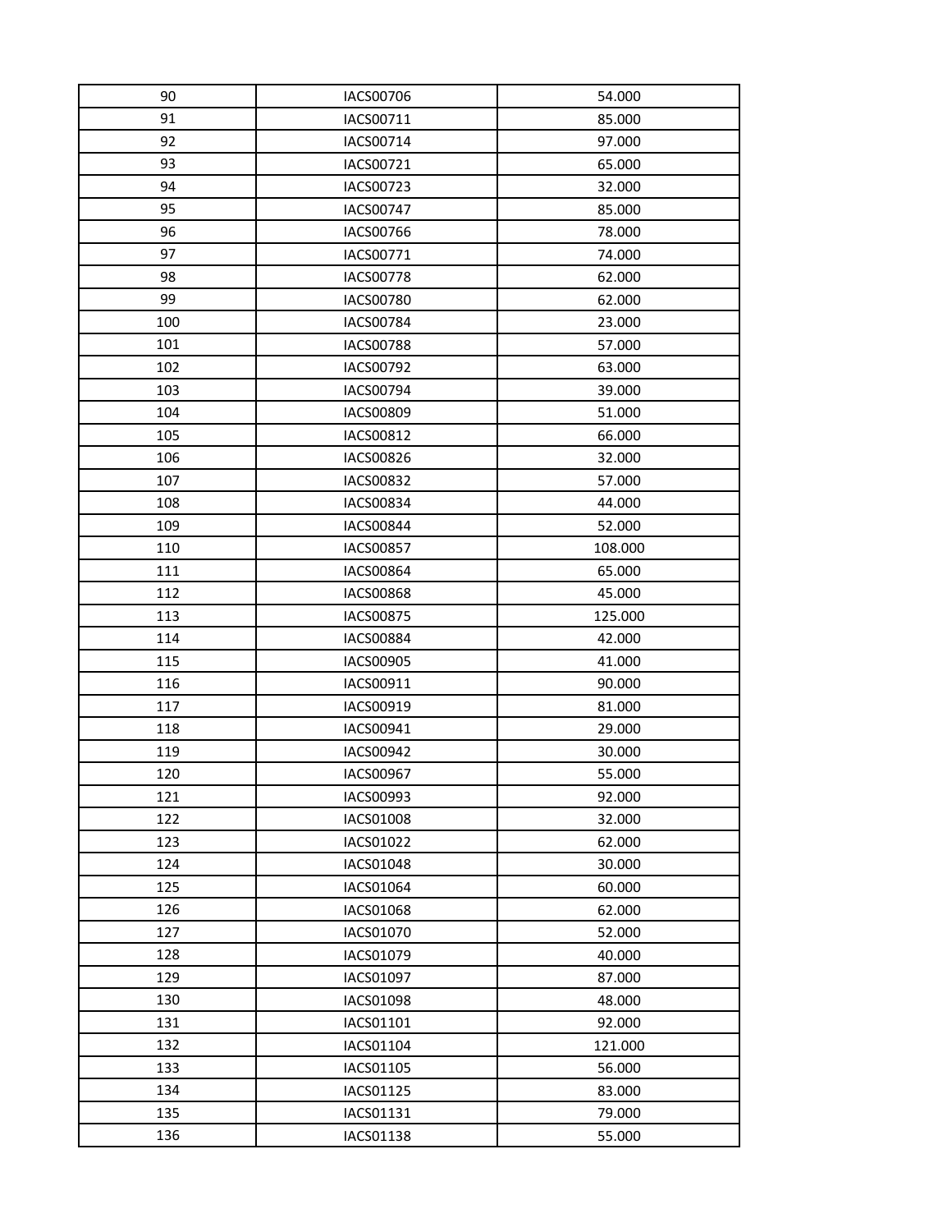| | | |
|---|---|---|
| 90 | IACS00706 | 54.000 |
| 91 | IACS00711 | 85.000 |
| 92 | IACS00714 | 97.000 |
| 93 | IACS00721 | 65.000 |
| 94 | IACS00723 | 32.000 |
| 95 | IACS00747 | 85.000 |
| 96 | IACS00766 | 78.000 |
| 97 | IACS00771 | 74.000 |
| 98 | IACS00778 | 62.000 |
| 99 | IACS00780 | 62.000 |
| 100 | IACS00784 | 23.000 |
| 101 | IACS00788 | 57.000 |
| 102 | IACS00792 | 63.000 |
| 103 | IACS00794 | 39.000 |
| 104 | IACS00809 | 51.000 |
| 105 | IACS00812 | 66.000 |
| 106 | IACS00826 | 32.000 |
| 107 | IACS00832 | 57.000 |
| 108 | IACS00834 | 44.000 |
| 109 | IACS00844 | 52.000 |
| 110 | IACS00857 | 108.000 |
| 111 | IACS00864 | 65.000 |
| 112 | IACS00868 | 45.000 |
| 113 | IACS00875 | 125.000 |
| 114 | IACS00884 | 42.000 |
| 115 | IACS00905 | 41.000 |
| 116 | IACS00911 | 90.000 |
| 117 | IACS00919 | 81.000 |
| 118 | IACS00941 | 29.000 |
| 119 | IACS00942 | 30.000 |
| 120 | IACS00967 | 55.000 |
| 121 | IACS00993 | 92.000 |
| 122 | IACS01008 | 32.000 |
| 123 | IACS01022 | 62.000 |
| 124 | IACS01048 | 30.000 |
| 125 | IACS01064 | 60.000 |
| 126 | IACS01068 | 62.000 |
| 127 | IACS01070 | 52.000 |
| 128 | IACS01079 | 40.000 |
| 129 | IACS01097 | 87.000 |
| 130 | IACS01098 | 48.000 |
| 131 | IACS01101 | 92.000 |
| 132 | IACS01104 | 121.000 |
| 133 | IACS01105 | 56.000 |
| 134 | IACS01125 | 83.000 |
| 135 | IACS01131 | 79.000 |
| 136 | IACS01138 | 55.000 |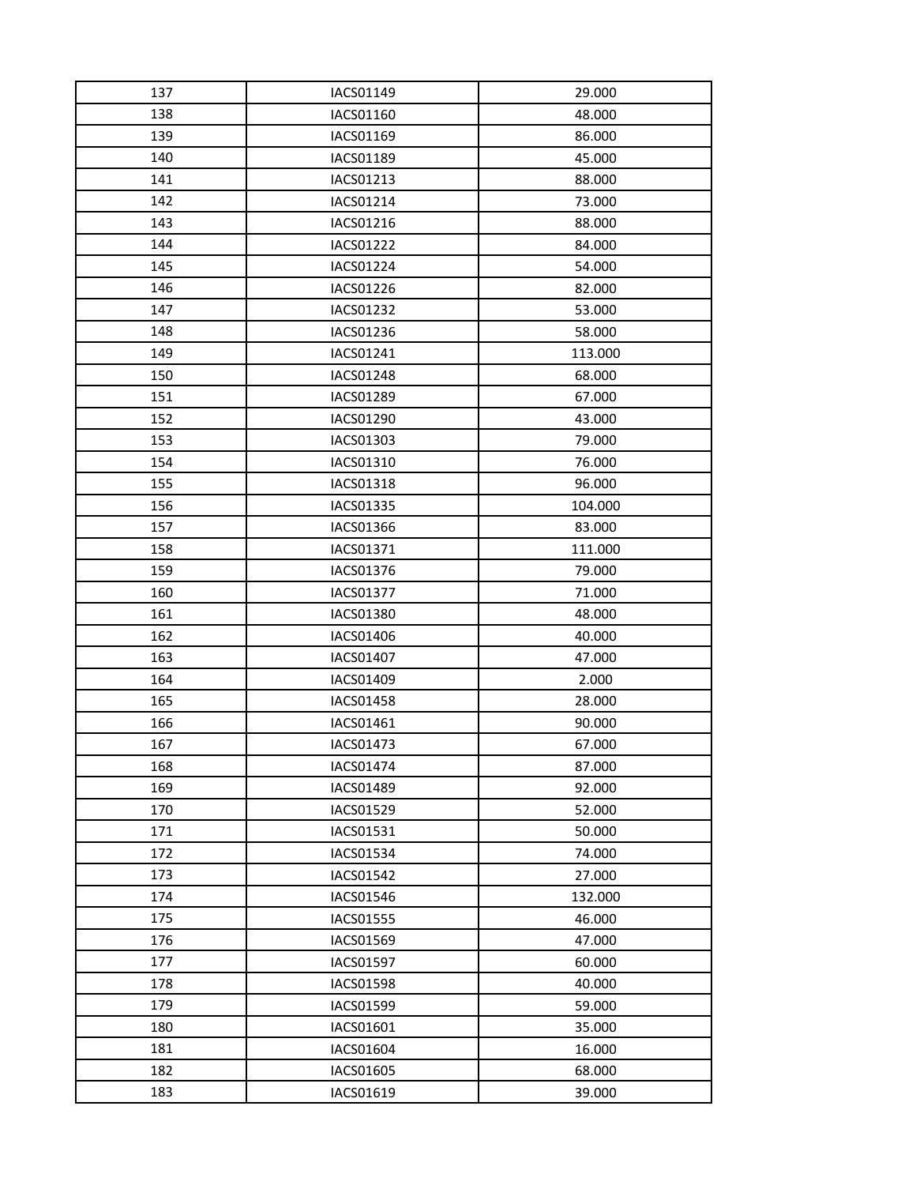| | | |
|---|---|---|
| 137 | IACS01149 | 29.000 |
| 138 | IACS01160 | 48.000 |
| 139 | IACS01169 | 86.000 |
| 140 | IACS01189 | 45.000 |
| 141 | IACS01213 | 88.000 |
| 142 | IACS01214 | 73.000 |
| 143 | IACS01216 | 88.000 |
| 144 | IACS01222 | 84.000 |
| 145 | IACS01224 | 54.000 |
| 146 | IACS01226 | 82.000 |
| 147 | IACS01232 | 53.000 |
| 148 | IACS01236 | 58.000 |
| 149 | IACS01241 | 113.000 |
| 150 | IACS01248 | 68.000 |
| 151 | IACS01289 | 67.000 |
| 152 | IACS01290 | 43.000 |
| 153 | IACS01303 | 79.000 |
| 154 | IACS01310 | 76.000 |
| 155 | IACS01318 | 96.000 |
| 156 | IACS01335 | 104.000 |
| 157 | IACS01366 | 83.000 |
| 158 | IACS01371 | 111.000 |
| 159 | IACS01376 | 79.000 |
| 160 | IACS01377 | 71.000 |
| 161 | IACS01380 | 48.000 |
| 162 | IACS01406 | 40.000 |
| 163 | IACS01407 | 47.000 |
| 164 | IACS01409 | 2.000 |
| 165 | IACS01458 | 28.000 |
| 166 | IACS01461 | 90.000 |
| 167 | IACS01473 | 67.000 |
| 168 | IACS01474 | 87.000 |
| 169 | IACS01489 | 92.000 |
| 170 | IACS01529 | 52.000 |
| 171 | IACS01531 | 50.000 |
| 172 | IACS01534 | 74.000 |
| 173 | IACS01542 | 27.000 |
| 174 | IACS01546 | 132.000 |
| 175 | IACS01555 | 46.000 |
| 176 | IACS01569 | 47.000 |
| 177 | IACS01597 | 60.000 |
| 178 | IACS01598 | 40.000 |
| 179 | IACS01599 | 59.000 |
| 180 | IACS01601 | 35.000 |
| 181 | IACS01604 | 16.000 |
| 182 | IACS01605 | 68.000 |
| 183 | IACS01619 | 39.000 |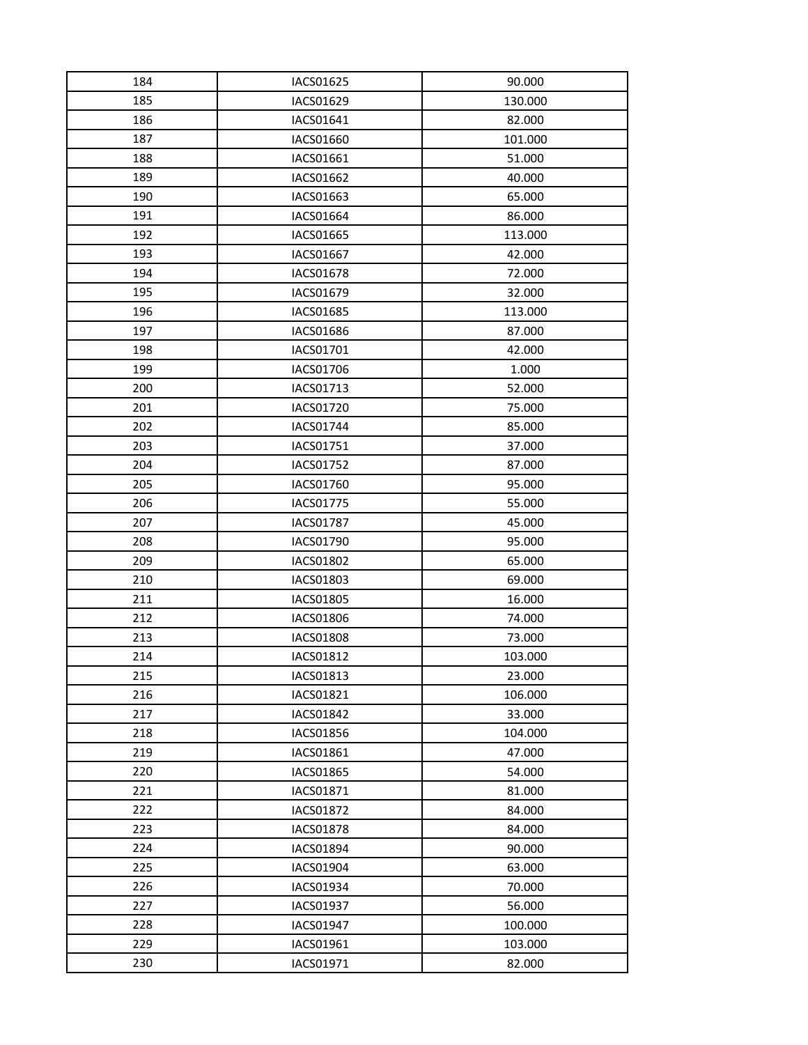| 184 | IACS01625 | 90.000 |
|---|---|---|
| 185 | IACS01629 | 130.000 |
| 186 | IACS01641 | 82.000 |
| 187 | IACS01660 | 101.000 |
| 188 | IACS01661 | 51.000 |
| 189 | IACS01662 | 40.000 |
| 190 | IACS01663 | 65.000 |
| 191 | IACS01664 | 86.000 |
| 192 | IACS01665 | 113.000 |
| 193 | IACS01667 | 42.000 |
| 194 | IACS01678 | 72.000 |
| 195 | IACS01679 | 32.000 |
| 196 | IACS01685 | 113.000 |
| 197 | IACS01686 | 87.000 |
| 198 | IACS01701 | 42.000 |
| 199 | IACS01706 | 1.000 |
| 200 | IACS01713 | 52.000 |
| 201 | IACS01720 | 75.000 |
| 202 | IACS01744 | 85.000 |
| 203 | IACS01751 | 37.000 |
| 204 | IACS01752 | 87.000 |
| 205 | IACS01760 | 95.000 |
| 206 | IACS01775 | 55.000 |
| 207 | IACS01787 | 45.000 |
| 208 | IACS01790 | 95.000 |
| 209 | IACS01802 | 65.000 |
| 210 | IACS01803 | 69.000 |
| 211 | IACS01805 | 16.000 |
| 212 | IACS01806 | 74.000 |
| 213 | IACS01808 | 73.000 |
| 214 | IACS01812 | 103.000 |
| 215 | IACS01813 | 23.000 |
| 216 | IACS01821 | 106.000 |
| 217 | IACS01842 | 33.000 |
| 218 | IACS01856 | 104.000 |
| 219 | IACS01861 | 47.000 |
| 220 | IACS01865 | 54.000 |
| 221 | IACS01871 | 81.000 |
| 222 | IACS01872 | 84.000 |
| 223 | IACS01878 | 84.000 |
| 224 | IACS01894 | 90.000 |
| 225 | IACS01904 | 63.000 |
| 226 | IACS01934 | 70.000 |
| 227 | IACS01937 | 56.000 |
| 228 | IACS01947 | 100.000 |
| 229 | IACS01961 | 103.000 |
| 230 | IACS01971 | 82.000 |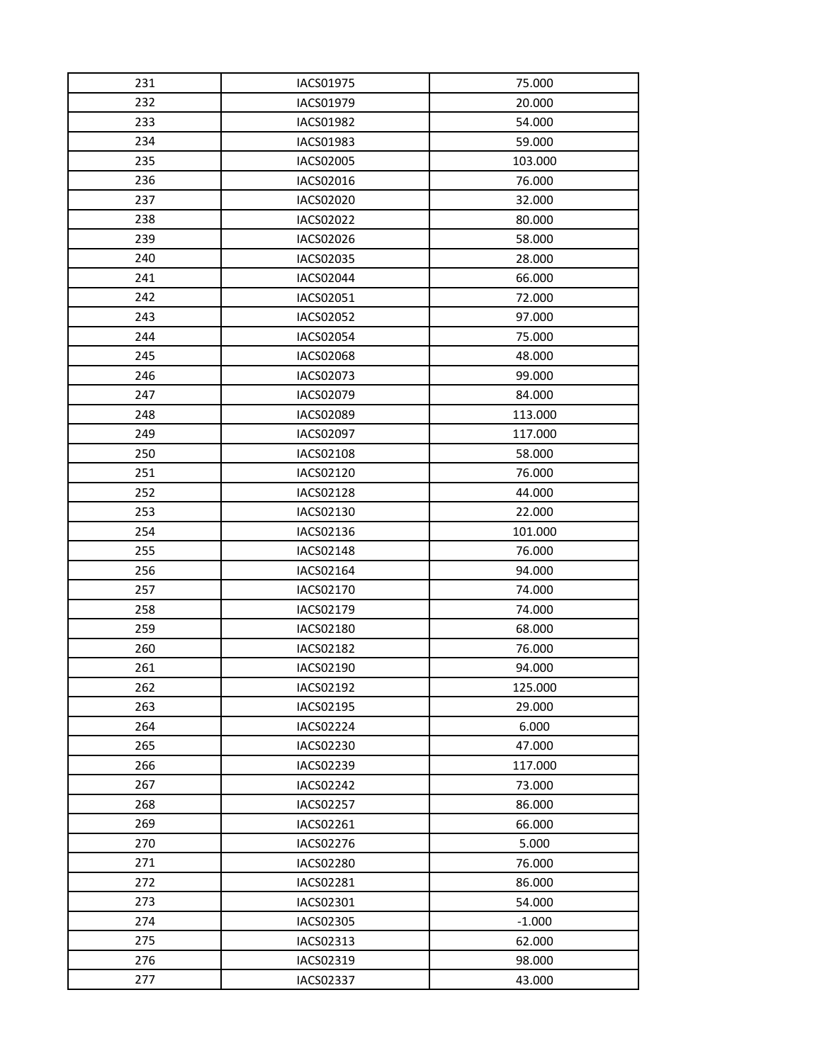| 231 | IACS01975 | 75.000 |
|---|---|---|
| 232 | IACS01979 | 20.000 |
| 233 | IACS01982 | 54.000 |
| 234 | IACS01983 | 59.000 |
| 235 | IACS02005 | 103.000 |
| 236 | IACS02016 | 76.000 |
| 237 | IACS02020 | 32.000 |
| 238 | IACS02022 | 80.000 |
| 239 | IACS02026 | 58.000 |
| 240 | IACS02035 | 28.000 |
| 241 | IACS02044 | 66.000 |
| 242 | IACS02051 | 72.000 |
| 243 | IACS02052 | 97.000 |
| 244 | IACS02054 | 75.000 |
| 245 | IACS02068 | 48.000 |
| 246 | IACS02073 | 99.000 |
| 247 | IACS02079 | 84.000 |
| 248 | IACS02089 | 113.000 |
| 249 | IACS02097 | 117.000 |
| 250 | IACS02108 | 58.000 |
| 251 | IACS02120 | 76.000 |
| 252 | IACS02128 | 44.000 |
| 253 | IACS02130 | 22.000 |
| 254 | IACS02136 | 101.000 |
| 255 | IACS02148 | 76.000 |
| 256 | IACS02164 | 94.000 |
| 257 | IACS02170 | 74.000 |
| 258 | IACS02179 | 74.000 |
| 259 | IACS02180 | 68.000 |
| 260 | IACS02182 | 76.000 |
| 261 | IACS02190 | 94.000 |
| 262 | IACS02192 | 125.000 |
| 263 | IACS02195 | 29.000 |
| 264 | IACS02224 | 6.000 |
| 265 | IACS02230 | 47.000 |
| 266 | IACS02239 | 117.000 |
| 267 | IACS02242 | 73.000 |
| 268 | IACS02257 | 86.000 |
| 269 | IACS02261 | 66.000 |
| 270 | IACS02276 | 5.000 |
| 271 | IACS02280 | 76.000 |
| 272 | IACS02281 | 86.000 |
| 273 | IACS02301 | 54.000 |
| 274 | IACS02305 | -1.000 |
| 275 | IACS02313 | 62.000 |
| 276 | IACS02319 | 98.000 |
| 277 | IACS02337 | 43.000 |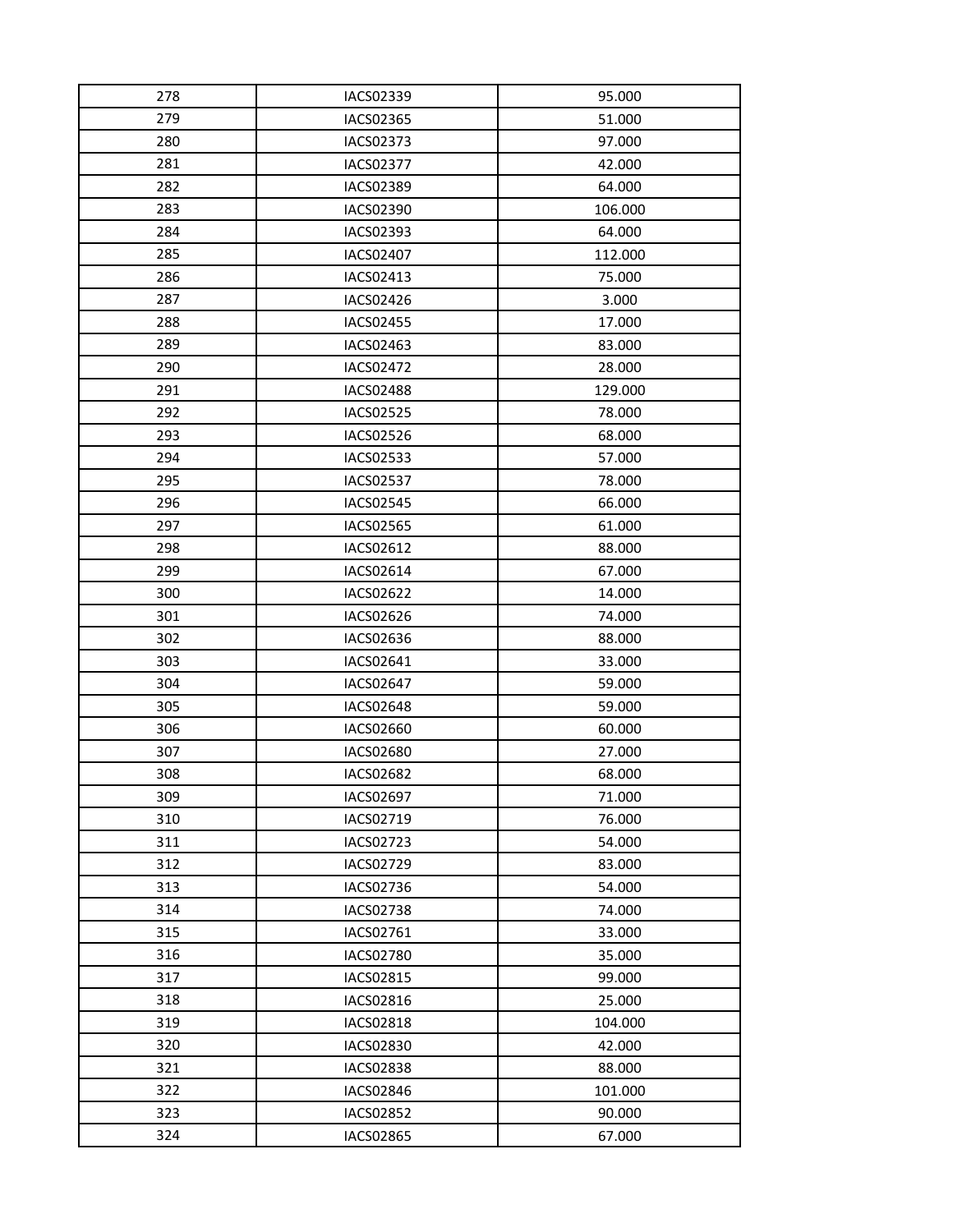| 278 | IACS02339 | 95.000 |
|---|---|---|
| 279 | IACS02365 | 51.000 |
| 280 | IACS02373 | 97.000 |
| 281 | IACS02377 | 42.000 |
| 282 | IACS02389 | 64.000 |
| 283 | IACS02390 | 106.000 |
| 284 | IACS02393 | 64.000 |
| 285 | IACS02407 | 112.000 |
| 286 | IACS02413 | 75.000 |
| 287 | IACS02426 | 3.000 |
| 288 | IACS02455 | 17.000 |
| 289 | IACS02463 | 83.000 |
| 290 | IACS02472 | 28.000 |
| 291 | IACS02488 | 129.000 |
| 292 | IACS02525 | 78.000 |
| 293 | IACS02526 | 68.000 |
| 294 | IACS02533 | 57.000 |
| 295 | IACS02537 | 78.000 |
| 296 | IACS02545 | 66.000 |
| 297 | IACS02565 | 61.000 |
| 298 | IACS02612 | 88.000 |
| 299 | IACS02614 | 67.000 |
| 300 | IACS02622 | 14.000 |
| 301 | IACS02626 | 74.000 |
| 302 | IACS02636 | 88.000 |
| 303 | IACS02641 | 33.000 |
| 304 | IACS02647 | 59.000 |
| 305 | IACS02648 | 59.000 |
| 306 | IACS02660 | 60.000 |
| 307 | IACS02680 | 27.000 |
| 308 | IACS02682 | 68.000 |
| 309 | IACS02697 | 71.000 |
| 310 | IACS02719 | 76.000 |
| 311 | IACS02723 | 54.000 |
| 312 | IACS02729 | 83.000 |
| 313 | IACS02736 | 54.000 |
| 314 | IACS02738 | 74.000 |
| 315 | IACS02761 | 33.000 |
| 316 | IACS02780 | 35.000 |
| 317 | IACS02815 | 99.000 |
| 318 | IACS02816 | 25.000 |
| 319 | IACS02818 | 104.000 |
| 320 | IACS02830 | 42.000 |
| 321 | IACS02838 | 88.000 |
| 322 | IACS02846 | 101.000 |
| 323 | IACS02852 | 90.000 |
| 324 | IACS02865 | 67.000 |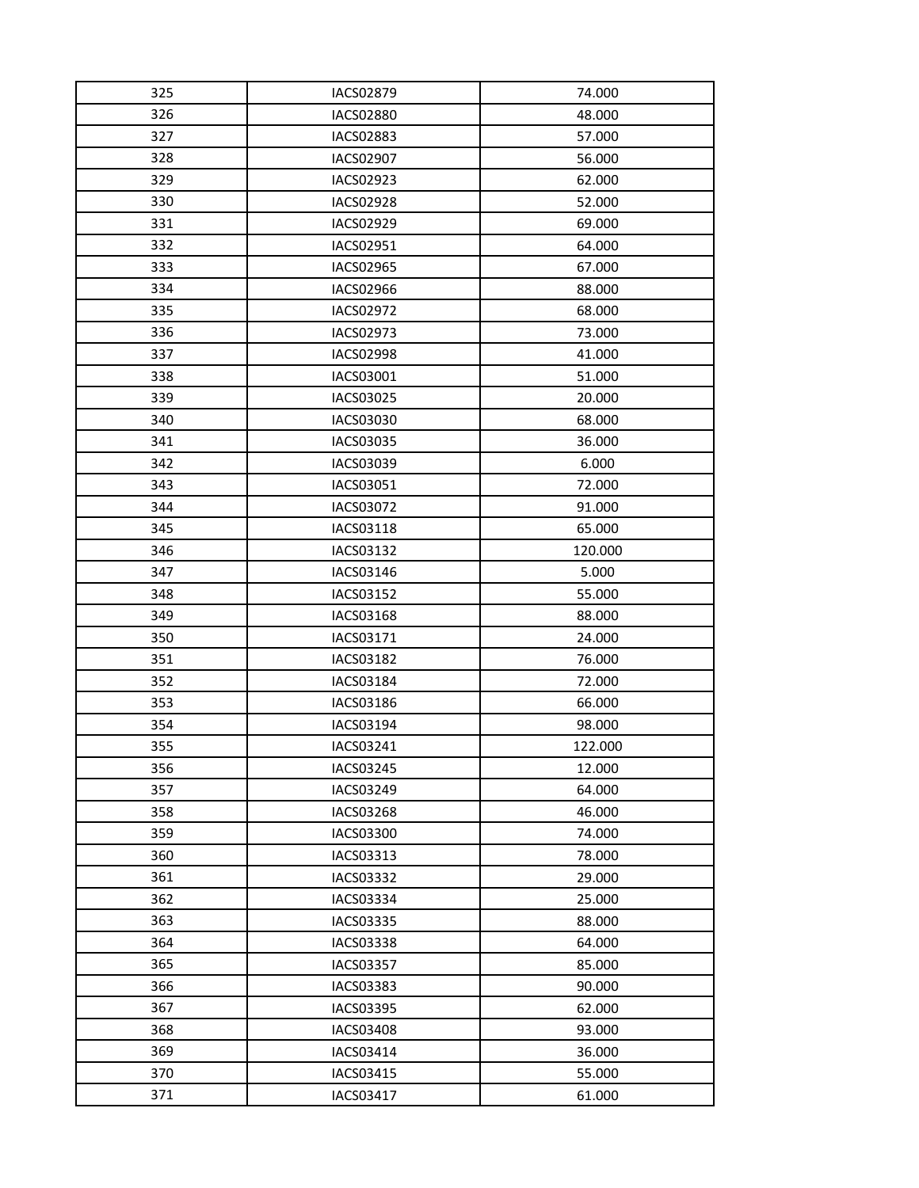| | | |
|---|---|---|
| 325 | IACS02879 | 74.000 |
| 326 | IACS02880 | 48.000 |
| 327 | IACS02883 | 57.000 |
| 328 | IACS02907 | 56.000 |
| 329 | IACS02923 | 62.000 |
| 330 | IACS02928 | 52.000 |
| 331 | IACS02929 | 69.000 |
| 332 | IACS02951 | 64.000 |
| 333 | IACS02965 | 67.000 |
| 334 | IACS02966 | 88.000 |
| 335 | IACS02972 | 68.000 |
| 336 | IACS02973 | 73.000 |
| 337 | IACS02998 | 41.000 |
| 338 | IACS03001 | 51.000 |
| 339 | IACS03025 | 20.000 |
| 340 | IACS03030 | 68.000 |
| 341 | IACS03035 | 36.000 |
| 342 | IACS03039 | 6.000 |
| 343 | IACS03051 | 72.000 |
| 344 | IACS03072 | 91.000 |
| 345 | IACS03118 | 65.000 |
| 346 | IACS03132 | 120.000 |
| 347 | IACS03146 | 5.000 |
| 348 | IACS03152 | 55.000 |
| 349 | IACS03168 | 88.000 |
| 350 | IACS03171 | 24.000 |
| 351 | IACS03182 | 76.000 |
| 352 | IACS03184 | 72.000 |
| 353 | IACS03186 | 66.000 |
| 354 | IACS03194 | 98.000 |
| 355 | IACS03241 | 122.000 |
| 356 | IACS03245 | 12.000 |
| 357 | IACS03249 | 64.000 |
| 358 | IACS03268 | 46.000 |
| 359 | IACS03300 | 74.000 |
| 360 | IACS03313 | 78.000 |
| 361 | IACS03332 | 29.000 |
| 362 | IACS03334 | 25.000 |
| 363 | IACS03335 | 88.000 |
| 364 | IACS03338 | 64.000 |
| 365 | IACS03357 | 85.000 |
| 366 | IACS03383 | 90.000 |
| 367 | IACS03395 | 62.000 |
| 368 | IACS03408 | 93.000 |
| 369 | IACS03414 | 36.000 |
| 370 | IACS03415 | 55.000 |
| 371 | IACS03417 | 61.000 |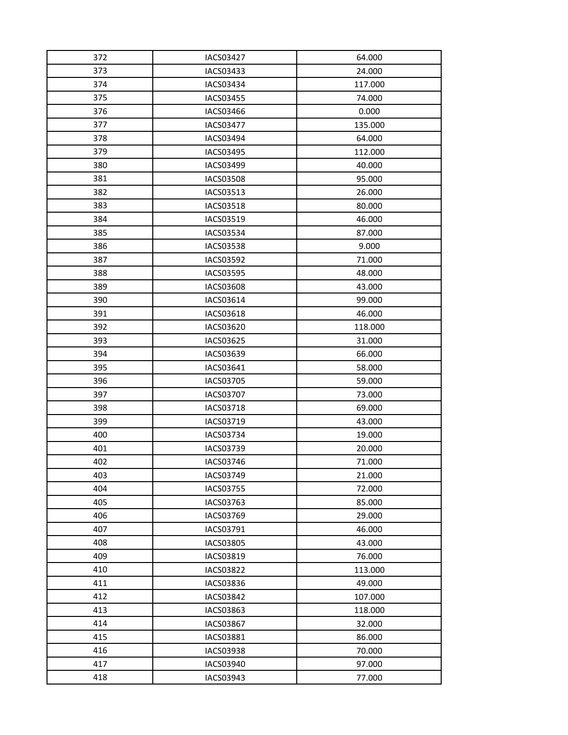| | | |
|---|---|---|
| 372 | IACS03427 | 64.000 |
| 373 | IACS03433 | 24.000 |
| 374 | IACS03434 | 117.000 |
| 375 | IACS03455 | 74.000 |
| 376 | IACS03466 | 0.000 |
| 377 | IACS03477 | 135.000 |
| 378 | IACS03494 | 64.000 |
| 379 | IACS03495 | 112.000 |
| 380 | IACS03499 | 40.000 |
| 381 | IACS03508 | 95.000 |
| 382 | IACS03513 | 26.000 |
| 383 | IACS03518 | 80.000 |
| 384 | IACS03519 | 46.000 |
| 385 | IACS03534 | 87.000 |
| 386 | IACS03538 | 9.000 |
| 387 | IACS03592 | 71.000 |
| 388 | IACS03595 | 48.000 |
| 389 | IACS03608 | 43.000 |
| 390 | IACS03614 | 99.000 |
| 391 | IACS03618 | 46.000 |
| 392 | IACS03620 | 118.000 |
| 393 | IACS03625 | 31.000 |
| 394 | IACS03639 | 66.000 |
| 395 | IACS03641 | 58.000 |
| 396 | IACS03705 | 59.000 |
| 397 | IACS03707 | 73.000 |
| 398 | IACS03718 | 69.000 |
| 399 | IACS03719 | 43.000 |
| 400 | IACS03734 | 19.000 |
| 401 | IACS03739 | 20.000 |
| 402 | IACS03746 | 71.000 |
| 403 | IACS03749 | 21.000 |
| 404 | IACS03755 | 72.000 |
| 405 | IACS03763 | 85.000 |
| 406 | IACS03769 | 29.000 |
| 407 | IACS03791 | 46.000 |
| 408 | IACS03805 | 43.000 |
| 409 | IACS03819 | 76.000 |
| 410 | IACS03822 | 113.000 |
| 411 | IACS03836 | 49.000 |
| 412 | IACS03842 | 107.000 |
| 413 | IACS03863 | 118.000 |
| 414 | IACS03867 | 32.000 |
| 415 | IACS03881 | 86.000 |
| 416 | IACS03938 | 70.000 |
| 417 | IACS03940 | 97.000 |
| 418 | IACS03943 | 77.000 |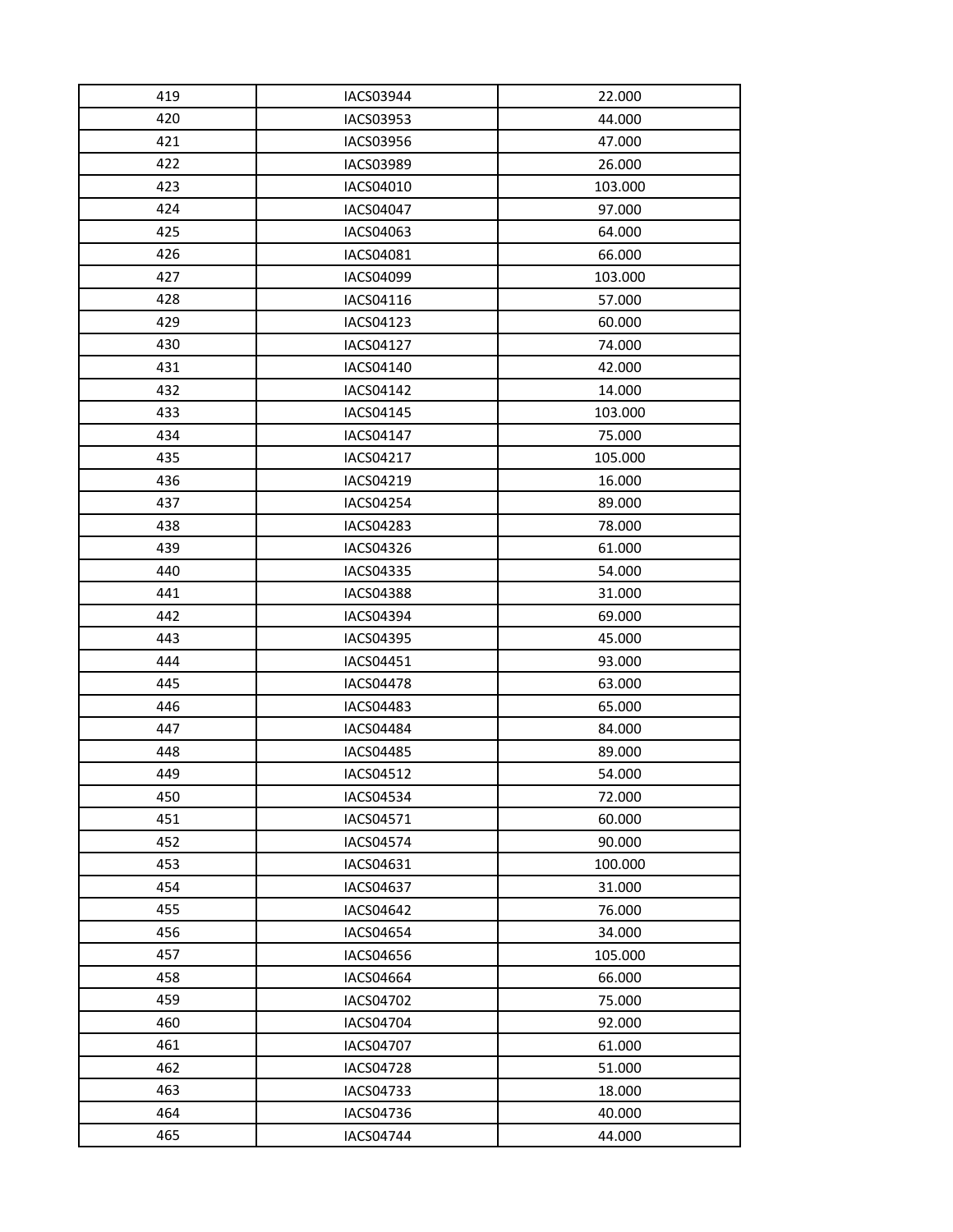| 419 | IACS03944 | 22.000 |
|---|---|---|
| 420 | IACS03953 | 44.000 |
| 421 | IACS03956 | 47.000 |
| 422 | IACS03989 | 26.000 |
| 423 | IACS04010 | 103.000 |
| 424 | IACS04047 | 97.000 |
| 425 | IACS04063 | 64.000 |
| 426 | IACS04081 | 66.000 |
| 427 | IACS04099 | 103.000 |
| 428 | IACS04116 | 57.000 |
| 429 | IACS04123 | 60.000 |
| 430 | IACS04127 | 74.000 |
| 431 | IACS04140 | 42.000 |
| 432 | IACS04142 | 14.000 |
| 433 | IACS04145 | 103.000 |
| 434 | IACS04147 | 75.000 |
| 435 | IACS04217 | 105.000 |
| 436 | IACS04219 | 16.000 |
| 437 | IACS04254 | 89.000 |
| 438 | IACS04283 | 78.000 |
| 439 | IACS04326 | 61.000 |
| 440 | IACS04335 | 54.000 |
| 441 | IACS04388 | 31.000 |
| 442 | IACS04394 | 69.000 |
| 443 | IACS04395 | 45.000 |
| 444 | IACS04451 | 93.000 |
| 445 | IACS04478 | 63.000 |
| 446 | IACS04483 | 65.000 |
| 447 | IACS04484 | 84.000 |
| 448 | IACS04485 | 89.000 |
| 449 | IACS04512 | 54.000 |
| 450 | IACS04534 | 72.000 |
| 451 | IACS04571 | 60.000 |
| 452 | IACS04574 | 90.000 |
| 453 | IACS04631 | 100.000 |
| 454 | IACS04637 | 31.000 |
| 455 | IACS04642 | 76.000 |
| 456 | IACS04654 | 34.000 |
| 457 | IACS04656 | 105.000 |
| 458 | IACS04664 | 66.000 |
| 459 | IACS04702 | 75.000 |
| 460 | IACS04704 | 92.000 |
| 461 | IACS04707 | 61.000 |
| 462 | IACS04728 | 51.000 |
| 463 | IACS04733 | 18.000 |
| 464 | IACS04736 | 40.000 |
| 465 | IACS04744 | 44.000 |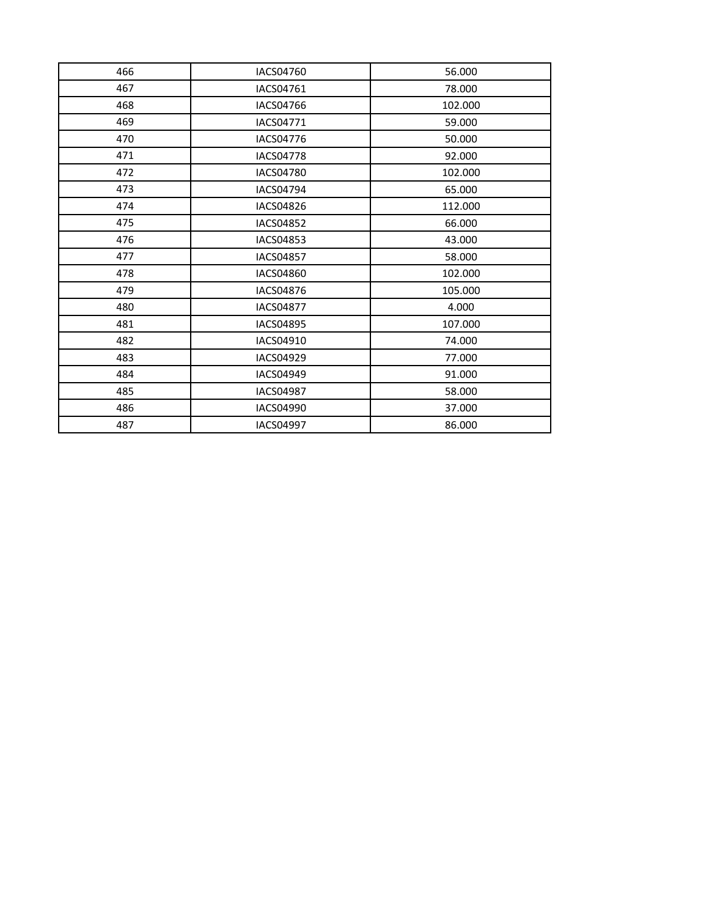| | | |
|---|---|---|
| 466 | IACS04760 | 56.000 |
| 467 | IACS04761 | 78.000 |
| 468 | IACS04766 | 102.000 |
| 469 | IACS04771 | 59.000 |
| 470 | IACS04776 | 50.000 |
| 471 | IACS04778 | 92.000 |
| 472 | IACS04780 | 102.000 |
| 473 | IACS04794 | 65.000 |
| 474 | IACS04826 | 112.000 |
| 475 | IACS04852 | 66.000 |
| 476 | IACS04853 | 43.000 |
| 477 | IACS04857 | 58.000 |
| 478 | IACS04860 | 102.000 |
| 479 | IACS04876 | 105.000 |
| 480 | IACS04877 | 4.000 |
| 481 | IACS04895 | 107.000 |
| 482 | IACS04910 | 74.000 |
| 483 | IACS04929 | 77.000 |
| 484 | IACS04949 | 91.000 |
| 485 | IACS04987 | 58.000 |
| 486 | IACS04990 | 37.000 |
| 487 | IACS04997 | 86.000 |